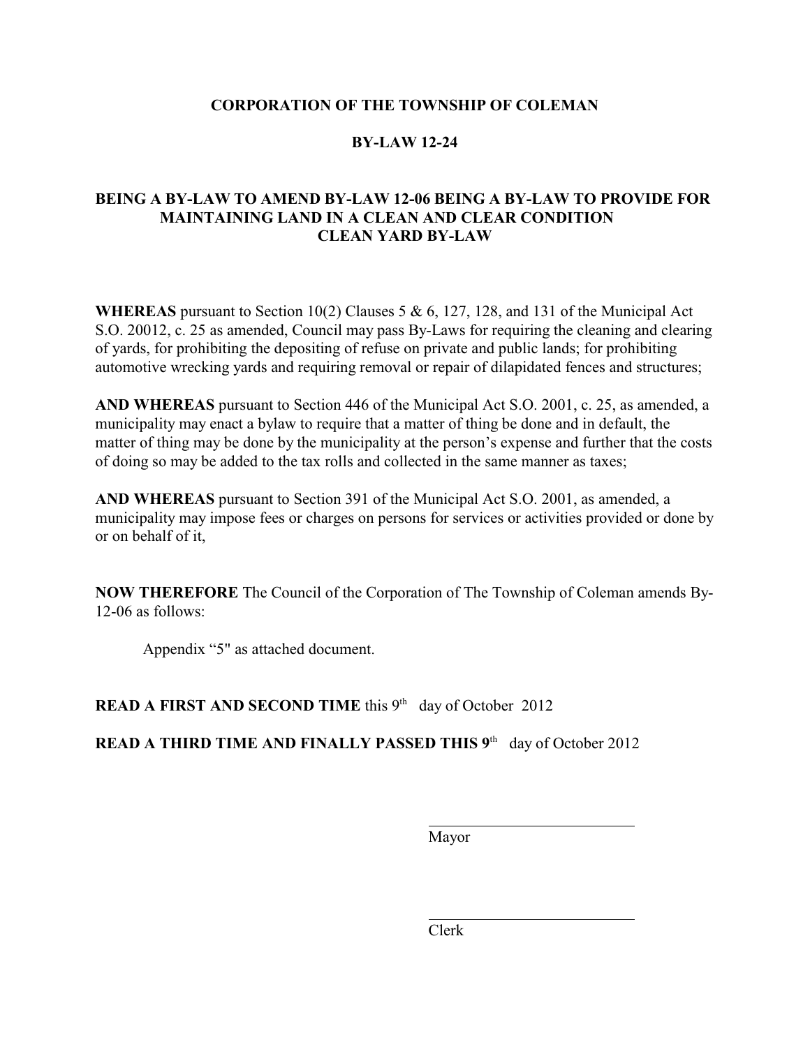**CORPORATION OF THE TOWNSHIP OF COLEMAN**

**BY-LAW 12-24**

**BEING A BY-LAW TO AMEND BY-LAW 12-06 BEING A BY-LAW TO PROVIDE FOR MAINTAINING LAND IN A CLEAN AND CLEAR CONDITION CLEAN YARD BY-LAW**

**WHEREAS** pursuant to Section 10(2) Clauses 5 & 6, 127, 128, and 131 of the Municipal Act S.O. 20012, c. 25 as amended, Council may pass By-Laws for requiring the cleaning and clearing of yards, for prohibiting the depositing of refuse on private and public lands; for prohibiting automotive wrecking yards and requiring removal or repair of dilapidated fences and structures;

**AND WHEREAS** pursuant to Section 446 of the Municipal Act S.O. 2001, c. 25, as amended, a municipality may enact a bylaw to require that a matter of thing be done and in default, the matter of thing may be done by the municipality at the person's expense and further that the costs of doing so may be added to the tax rolls and collected in the same manner as taxes;

**AND WHEREAS** pursuant to Section 391 of the Municipal Act S.O. 2001, as amended, a municipality may impose fees or charges on persons for services or activities provided or done by or on behalf of it,

**NOW THEREFORE** The Council of the Corporation of The Township of Coleman amends By-12-06 as follows:

Appendix "5" as attached document.

**READ A FIRST AND SECOND TIME** this 9th day of October 2012

**READ A THIRD TIME AND FINALLY PASSED THIS 9th** day of October 2012

Mayor

Clerk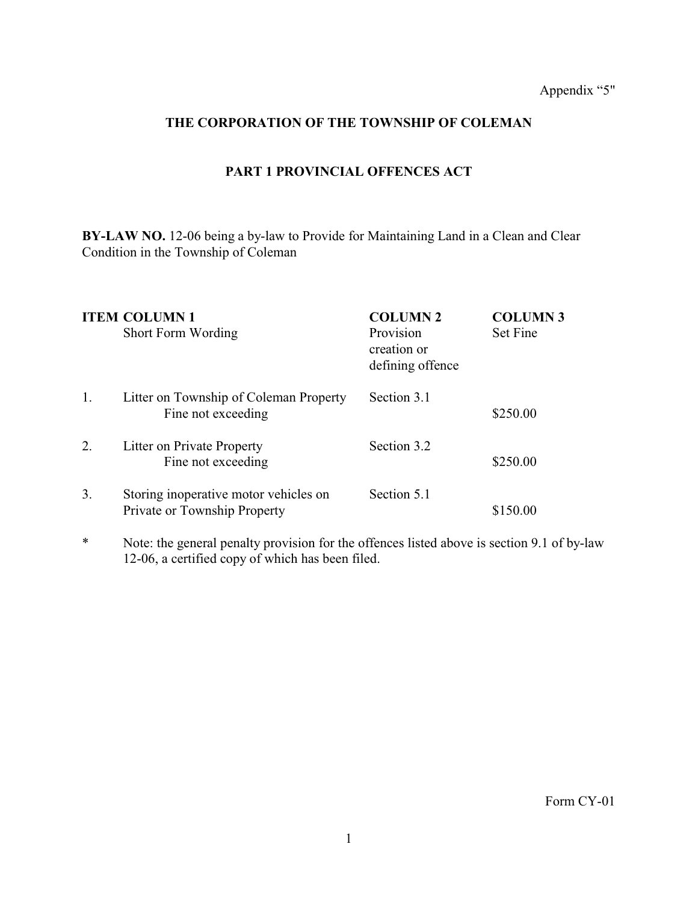Appendix “5"

## THE CORPORATION OF THE TOWNSHIP OF COLEMAN

## PART 1 PROVINCIAL OFFENCES ACT

**BY-LAW NO.** 12-06 being a by-law to Provide for Maintaining Land in a Clean and Clear Condition in the Township of Coleman

| **ITEM** | **COLUMN 1** Short Form Wording | **COLUMN 2** Provision creation or defining offence | **COLUMN 3** Set Fine |
|---|---|---|---|
| 1. | Litter on Township of Coleman Property Fine not exceeding | Section 3.1 | $250.00 |
| 2. | Litter on Private Property Fine not exceeding | Section 3.2 | $250.00 |
| 3. | Storing inoperative motor vehicles on Private or Township Property | Section 5.1 | $150.00 |

\* Note: the general penalty provision for the offences listed above is section 9.1 of by-law 12-06, a certified copy of which has been filed.

Form CY-01